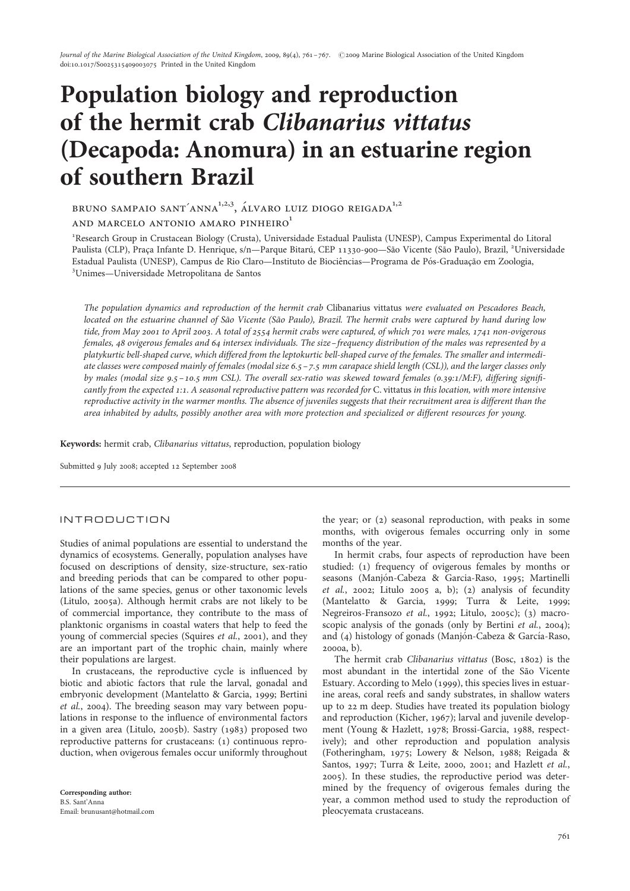# Population biology and reproduction of the hermit crab *Clibanarius vittatus* (Decapoda: Anomura) in an estuarine region of southern Brazil

BRUNO SAMPAIO SANT'ANNA[1,2,3], ÁLVARO LUIZ DIOGO REIGADA[1,2] AND MARCELO ANTONIO AMARO PINHEIRO[1]

[1]Research Group in Crustacean Biology (Crusta), Universidade Estadual Paulista (UNESP), Campus Experimental do Litoral Paulista (CLP), Praça Infante D. Henrique, s/n—Parque Bitarú, CEP 11330-900—São Vicente (São Paulo), Brazil, [2]Universidade Estadual Paulista (UNESP), Campus de Rio Claro—Instituto de Biociências—Programa de Pós-Graduação em Zoologia, [3]Unimes—Universidade Metropolitana de Santos

*The population dynamics and reproduction of the hermit crab* Clibanarius vittatus *were evaluated on Pescadores Beach, located on the estuarine channel of São Vicente (São Paulo), Brazil. The hermit crabs were captured by hand during low tide, from May 2001 to April 2003. A total of 2554 hermit crabs were captured, of which 701 were males, 1741 non-ovigerous females, 48 ovigerous females and 64 intersex individuals. The size–frequency distribution of the males was represented by a platykurtic bell-shaped curve, which differed from the leptokurtic bell-shaped curve of the females. The smaller and intermediate classes were composed mainly of females (modal size 6.5–7.5 mm carapace shield length (CSL)), and the larger classes only by males (modal size 9.5–10.5 mm CSL). The overall sex-ratio was skewed toward females (0.39:1/M:F), differing significantly from the expected 1:1. A seasonal reproductive pattern was recorded for* C. vittatus *in this location, with more intensive reproductive activity in the warmer months. The absence of juveniles suggests that their recruitment area is different than the area inhabited by adults, possibly another area with more protection and specialized or different resources for young.*

**Keywords:** hermit crab, *Clibanarius vittatus*, reproduction, population biology

Submitted 9 July 2008; accepted 12 September 2008

## INTRODUCTION

Studies of animal populations are essential to understand the dynamics of ecosystems. Generally, population analyses have focused on descriptions of density, size-structure, sex-ratio and breeding periods that can be compared to other populations of the same species, genus or other taxonomic levels (Litulo, 2005a). Although hermit crabs are not likely to be of commercial importance, they contribute to the mass of planktonic organisms in coastal waters that help to feed the young of commercial species (Squires *et al.*, 2001), and they are an important part of the trophic chain, mainly where their populations are largest.

In crustaceans, the reproductive cycle is influenced by biotic and abiotic factors that rule the larval, gonadal and embryonic development (Mantelatto & Garcia, 1999; Bertini *et al.*, 2004). The breeding season may vary between populations in response to the influence of environmental factors in a given area (Litulo, 2005b). Sastry (1983) proposed two reproductive patterns for crustaceans: (1) continuous reproduction, when ovigerous females occur uniformly throughout the year; or (2) seasonal reproduction, with peaks in some months, with ovigerous females occurring only in some months of the year.

In hermit crabs, four aspects of reproduction have been studied: (1) frequency of ovigerous females by months or seasons (Manjón-Cabeza & Garcia-Raso, 1995; Martinelli *et al.*, 2002; Litulo 2005 a, b); (2) analysis of fecundity (Mantelatto & Garcia, 1999; Turra & Leite, 1999; Negreiros-Fransozo *et al.*, 1992; Litulo, 2005c); (3) macroscopic analysis of the gonads (only by Bertini *et al.*, 2004); and (4) histology of gonads (Manjón-Cabeza & García-Raso, 2000a, b).

The hermit crab *Clibanarius vittatus* (Bosc, 1802) is the most abundant in the intertidal zone of the São Vicente Estuary. According to Melo (1999), this species lives in estuarine areas, coral reefs and sandy substrates, in shallow waters up to 22 m deep. Studies have treated its population biology and reproduction (Kicher, 1967); larval and juvenile development (Young & Hazlett, 1978; Brossi-Garcia, 1988, respectively); and other reproduction and population analysis (Fotheringham, 1975; Lowery & Nelson, 1988; Reigada & Santos, 1997; Turra & Leite, 2000, 2001; and Hazlett *et al.*, 2005). In these studies, the reproductive period was determined by the frequency of ovigerous females during the year, a common method used to study the reproduction of pleocyemata crustaceans.

**Corresponding author:**
B.S. Sant'Anna
Email: brunusant@hotmail.com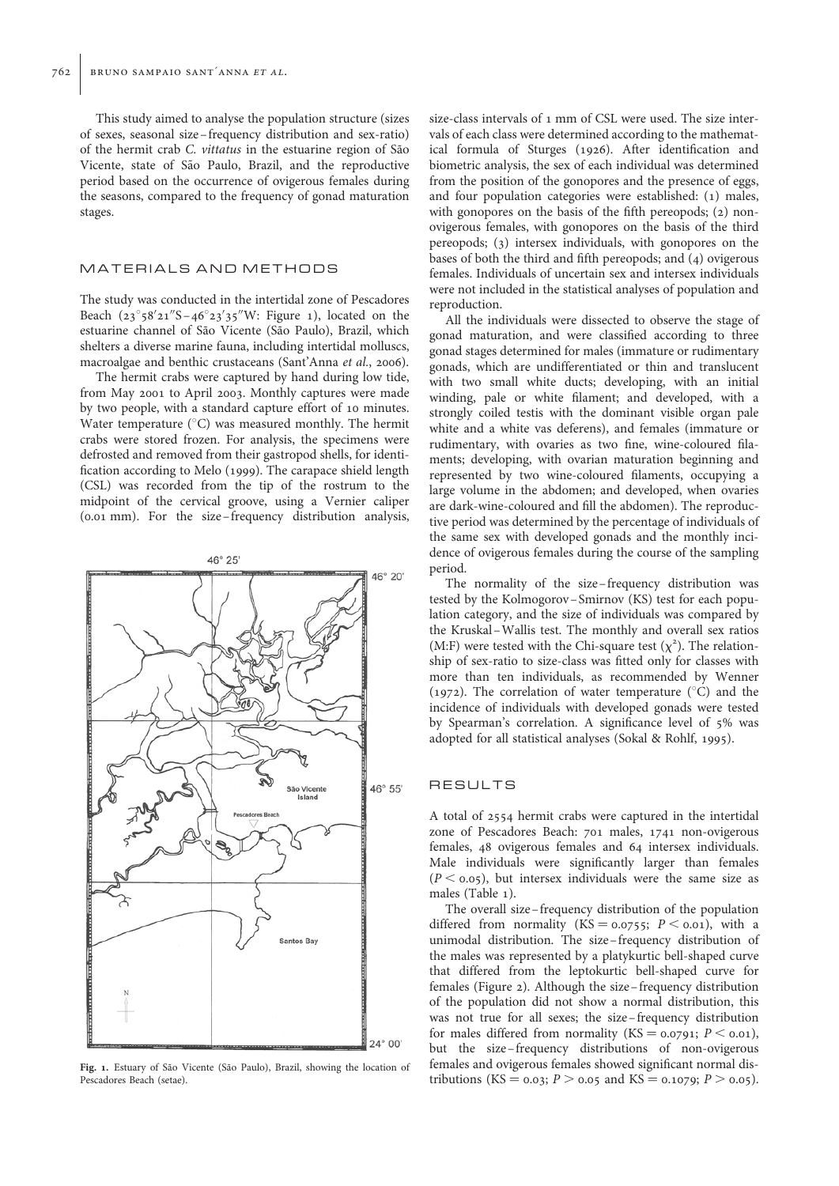This study aimed to analyse the population structure (sizes of sexes, seasonal size–frequency distribution and sex-ratio) of the hermit crab *C. vittatus* in the estuarine region of São Vicente, state of São Paulo, Brazil, and the reproductive period based on the occurrence of ovigerous females during the seasons, compared to the frequency of gonad maturation stages.

## MATERIALS AND METHODS

The study was conducted in the intertidal zone of Pescadores Beach (23°58′21″S–46°23′35″W: Figure 1), located on the estuarine channel of São Vicente (São Paulo), Brazil, which shelters a diverse marine fauna, including intertidal molluscs, macroalgae and benthic crustaceans (Sant'Anna *et al.*, 2006).

The hermit crabs were captured by hand during low tide, from May 2001 to April 2003. Monthly captures were made by two people, with a standard capture effort of 10 minutes. Water temperature (°C) was measured monthly. The hermit crabs were stored frozen. For analysis, the specimens were defrosted and removed from their gastropod shells, for identification according to Melo (1999). The carapace shield length (CSL) was recorded from the tip of the rostrum to the midpoint of the cervical groove, using a Vernier caliper (0.01 mm). For the size–frequency distribution analysis, size-class intervals of 1 mm of CSL were used. The size intervals of each class were determined according to the mathematical formula of Sturges (1926). After identification and biometric analysis, the sex of each individual was determined from the position of the gonopores and the presence of eggs, and four population categories were established: (1) males, with gonopores on the basis of the fifth pereopods; (2) non-ovigerous females, with gonopores on the basis of the third pereopods; (3) intersex individuals, with gonopores on the bases of both the third and fifth pereopods; and (4) ovigerous females. Individuals of uncertain sex and intersex individuals were not included in the statistical analyses of population and reproduction.

Fig. 1. Estuary of São Vicente (São Paulo), Brazil, showing the location of Pescadores Beach (setae).

All the individuals were dissected to observe the stage of gonad maturation, and were classified according to three gonad stages determined for males (immature or rudimentary gonads, which are undifferentiated or thin and translucent with two small white ducts; developing, with an initial winding, pale or white filament; and developed, with a strongly coiled testis with the dominant visible organ pale white and a white vas deferens), and females (immature or rudimentary, with ovaries as two fine, wine-coloured filaments; developing, with ovarian maturation beginning and represented by two wine-coloured filaments, occupying a large volume in the abdomen; and developed, when ovaries are dark-wine-coloured and fill the abdomen). The reproductive period was determined by the percentage of individuals of the same sex with developed gonads and the monthly incidence of ovigerous females during the course of the sampling period.

The normality of the size–frequency distribution was tested by the Kolmogorov–Smirnov (KS) test for each population category, and the size of individuals was compared by the Kruskal–Wallis test. The monthly and overall sex ratios (M:F) were tested with the Chi-square test ($\chi^2$). The relationship of sex-ratio to size-class was fitted only for classes with more than ten individuals, as recommended by Wenner (1972). The correlation of water temperature (°C) and the incidence of individuals with developed gonads were tested by Spearman's correlation. A significance level of 5% was adopted for all statistical analyses (Sokal & Rohlf, 1995).

## RESULTS

A total of 2554 hermit crabs were captured in the intertidal zone of Pescadores Beach: 701 males, 1741 non-ovigerous females, 48 ovigerous females and 64 intersex individuals. Male individuals were significantly larger than females ($P < 0.05$), but intersex individuals were the same size as males (Table 1).

The overall size–frequency distribution of the population differed from normality (KS = 0.0755; $P < 0.01$), with a unimodal distribution. The size–frequency distribution of the males was represented by a platykurtic bell-shaped curve that differed from the leptokurtic bell-shaped curve for females (Figure 2). Although the size–frequency distribution of the population did not show a normal distribution, this was not true for all sexes; the size–frequency distribution for males differed from normality (KS = 0.0791; $P < 0.01$), but the size–frequency distributions of non-ovigerous females and ovigerous females showed significant normal distributions (KS = 0.03; $P > 0.05$ and KS = 0.1079; $P > 0.05$).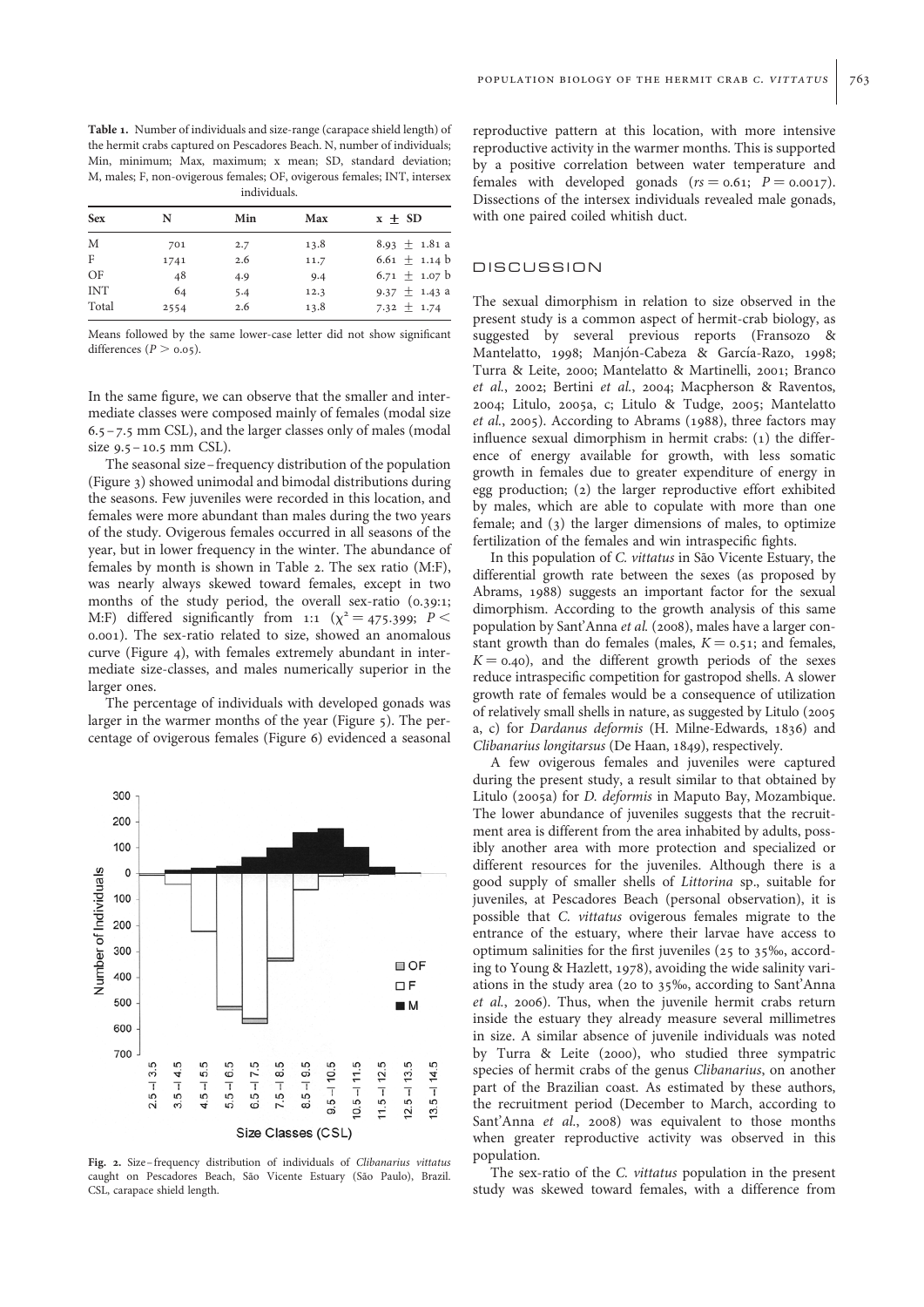**Table 1.** Number of individuals and size-range (carapace shield length) of the hermit crabs captured on Pescadores Beach. N, number of individuals; Min, minimum; Max, maximum; x mean; SD, standard deviation; M, males; F, non-ovigerous females; OF, ovigerous females; INT, intersex individuals.

| Sex | N | Min | Max | x ± SD |
|---|---|---|---|---|
| M | 701 | 2.7 | 13.8 | 8.93 ± 1.81 a |
| F | 1741 | 2.6 | 11.7 | 6.61 ± 1.14 b |
| OF | 48 | 4.9 | 9.4 | 6.71 ± 1.07 b |
| INT | 64 | 5.4 | 12.3 | 9.37 ± 1.43 a |
| Total | 2554 | 2.6 | 13.8 | 7.32 ± 1.74 |

Means followed by the same lower-case letter did not show significant differences ($P > 0.05$).

In the same figure, we can observe that the smaller and intermediate classes were composed mainly of females (modal size 6.5–7.5 mm CSL), and the larger classes only of males (modal size 9.5–10.5 mm CSL).

The seasonal size–frequency distribution of the population (Figure 3) showed unimodal and bimodal distributions during the seasons. Few juveniles were recorded in this location, and females were more abundant than males during the two years of the study. Ovigerous females occurred in all seasons of the year, but in lower frequency in the winter. The abundance of females by month is shown in Table 2. The sex ratio (M:F), was nearly always skewed toward females, except in two months of the study period, the overall sex-ratio (0.39:1; M:F) differed significantly from 1:1 ($\chi^2 = 475.399$; $P < 0.001$). The sex-ratio related to size, showed an anomalous curve (Figure 4), with females extremely abundant in intermediate size-classes, and males numerically superior in the larger ones.

The percentage of individuals with developed gonads was larger in the warmer months of the year (Figure 5). The percentage of ovigerous females (Figure 6) evidenced a seasonal reproductive pattern at this location, with more intensive reproductive activity in the warmer months. This is supported by a positive correlation between water temperature and females with developed gonads ($rs = 0.61$; $P = 0.0017$). Dissections of the intersex individuals revealed male gonads, with one paired coiled whitish duct.

**Fig. 2.** Size–frequency distribution of individuals of *Clibanarius vittatus* caught on Pescadores Beach, São Vicente Estuary (São Paulo), Brazil. CSL, carapace shield length.

## DISCUSSION

The sexual dimorphism in relation to size observed in the present study is a common aspect of hermit-crab biology, as suggested by several previous reports (Fransozo & Mantelatto, 1998; Manjón-Cabeza & García-Razo, 1998; Turra & Leite, 2000; Mantelatto & Martinelli, 2001; Branco *et al.*, 2002; Bertini *et al.*, 2004; Macpherson & Raventos, 2004; Litulo, 2005a, c; Litulo & Tudge, 2005; Mantelatto *et al.*, 2005). According to Abrams (1988), three factors may influence sexual dimorphism in hermit crabs: (1) the difference of energy available for growth, with less somatic growth in females due to greater expenditure of energy in egg production; (2) the larger reproductive effort exhibited by males, which are able to copulate with more than one female; and (3) the larger dimensions of males, to optimize fertilization of the females and win intraspecific fights.

In this population of *C. vittatus* in São Vicente Estuary, the differential growth rate between the sexes (as proposed by Abrams, 1988) suggests an important factor for the sexual dimorphism. According to the growth analysis of this same population by Sant'Anna *et al.* (2008), males have a larger constant growth than do females (males, $K = 0.51$; and females, $K = 0.40$), and the different growth periods of the sexes reduce intraspecific competition for gastropod shells. A slower growth rate of females would be a consequence of utilization of relatively small shells in nature, as suggested by Litulo (2005 a, c) for *Dardanus deformis* (H. Milne-Edwards, 1836) and *Clibanarius longitarsus* (De Haan, 1849), respectively.

A few ovigerous females and juveniles were captured during the present study, a result similar to that obtained by Litulo (2005a) for *D. deformis* in Maputo Bay, Mozambique. The lower abundance of juveniles suggests that the recruitment area is different from the area inhabited by adults, possibly another area with more protection and specialized or different resources for the juveniles. Although there is a good supply of smaller shells of *Littorina* sp., suitable for juveniles, at Pescadores Beach (personal observation), it is possible that *C. vittatus* ovigerous females migrate to the entrance of the estuary, where their larvae have access to optimum salinities for the first juveniles (25 to 35‰, according to Young & Hazlett, 1978), avoiding the wide salinity variations in the study area (20 to 35‰, according to Sant'Anna *et al.*, 2006). Thus, when the juvenile hermit crabs return inside the estuary they already measure several millimetres in size. A similar absence of juvenile individuals was noted by Turra & Leite (2000), who studied three sympatric species of hermit crabs of the genus *Clibanarius*, on another part of the Brazilian coast. As estimated by these authors, the recruitment period (December to March, according to Sant'Anna *et al.*, 2008) was equivalent to those months when greater reproductive activity was observed in this population.

The sex-ratio of the *C. vittatus* population in the present study was skewed toward females, with a difference from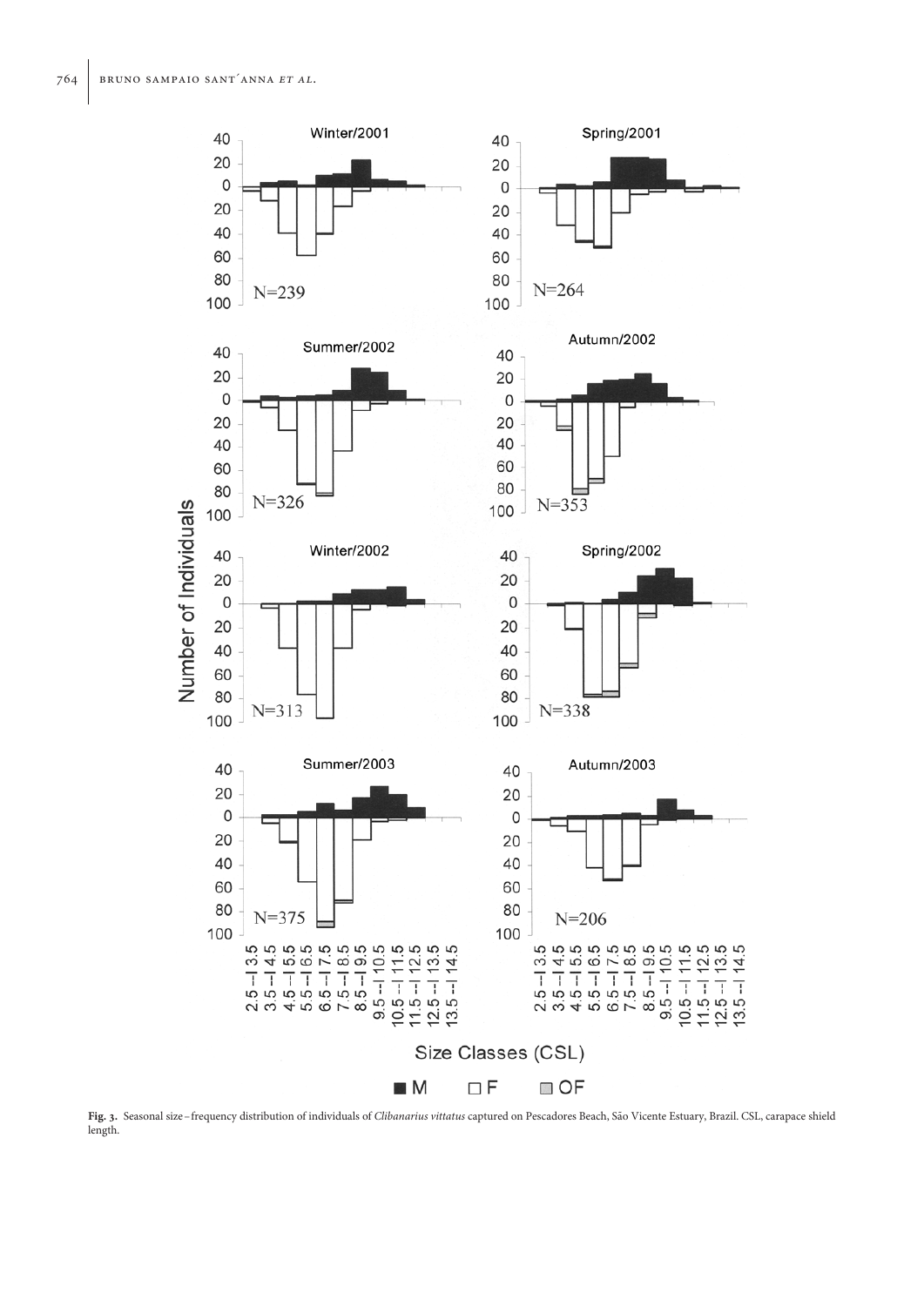**Fig. 3.** Seasonal size–frequency distribution of individuals of *Clibanarius vittatus* captured on Pescadores Beach, São Vicente Estuary, Brazil. CSL, carapace shield length.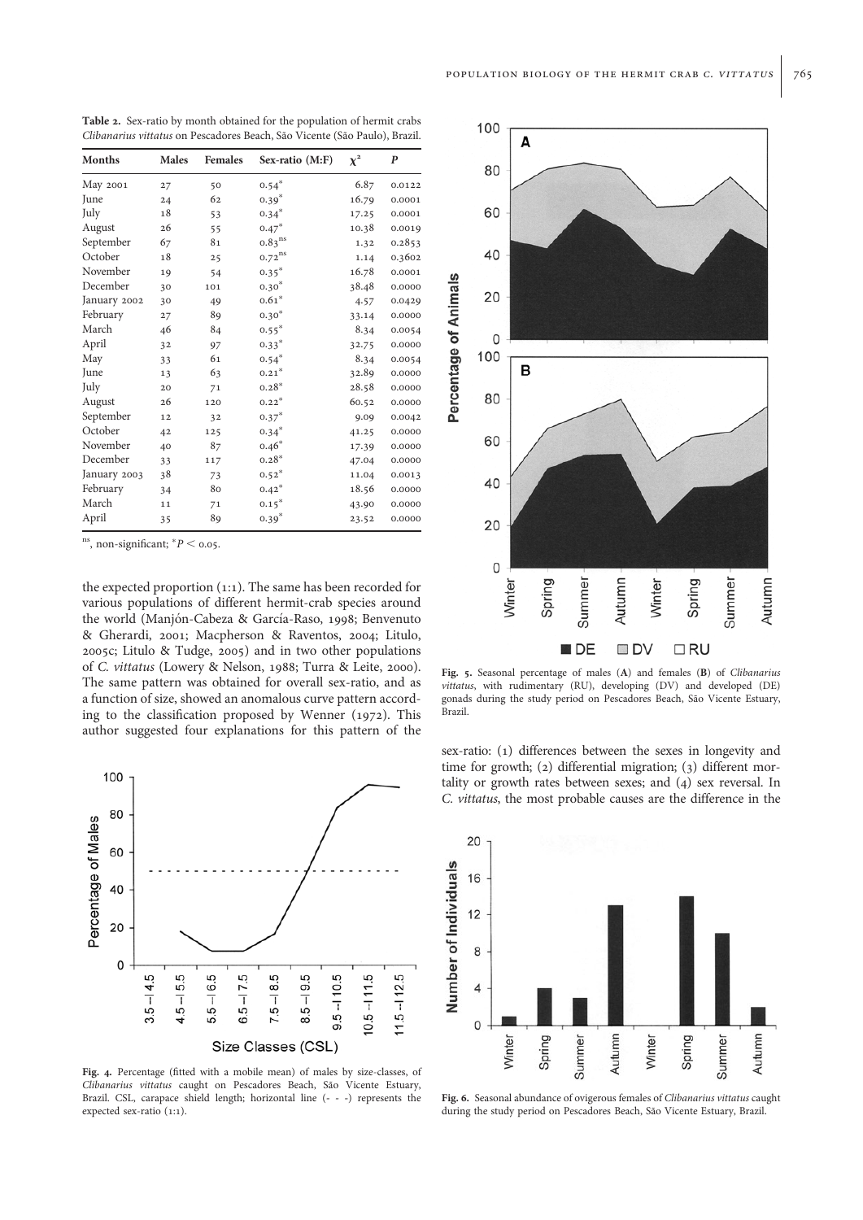**Table 2.** Sex-ratio by month obtained for the population of hermit crabs *Clibanarius vittatus* on Pescadores Beach, São Vicente (São Paulo), Brazil.

| Months | Males | Females | Sex-ratio (M:F) | $\chi^2$ | P |
|---|---|---|---|---|---|
| May 2001 | 27 | 50 | $0.54^*$ | 6.87 | 0.0122 |
| June | 24 | 62 | $0.39^*$ | 16.79 | 0.0001 |
| July | 18 | 53 | $0.34^*$ | 17.25 | 0.0001 |
| August | 26 | 55 | $0.47^*$ | 10.38 | 0.0019 |
| September | 67 | 81 | $0.83^{ns}$ | 1.32 | 0.2853 |
| October | 18 | 25 | $0.72^{ns}$ | 1.14 | 0.3602 |
| November | 19 | 54 | $0.35^*$ | 16.78 | 0.0001 |
| December | 30 | 101 | $0.30^*$ | 38.48 | 0.0000 |
| January 2002 | 30 | 49 | $0.61^*$ | 4.57 | 0.0429 |
| February | 27 | 89 | $0.30^*$ | 33.14 | 0.0000 |
| March | 46 | 84 | $0.55^*$ | 8.34 | 0.0054 |
| April | 32 | 97 | $0.33^*$ | 32.75 | 0.0000 |
| May | 33 | 61 | $0.54^*$ | 8.34 | 0.0054 |
| June | 13 | 63 | $0.21^*$ | 32.89 | 0.0000 |
| July | 20 | 71 | $0.28^*$ | 28.58 | 0.0000 |
| August | 26 | 120 | $0.22^*$ | 60.52 | 0.0000 |
| September | 12 | 32 | $0.37^*$ | 9.09 | 0.0042 |
| October | 42 | 125 | $0.34^*$ | 41.25 | 0.0000 |
| November | 40 | 87 | $0.46^*$ | 17.39 | 0.0000 |
| December | 33 | 117 | $0.28^*$ | 47.04 | 0.0000 |
| January 2003 | 38 | 73 | $0.52^*$ | 11.04 | 0.0013 |
| February | 34 | 80 | $0.42^*$ | 18.56 | 0.0000 |
| March | 11 | 71 | $0.15^*$ | 43.90 | 0.0000 |
| April | 35 | 89 | $0.39^*$ | 23.52 | 0.0000 |

ns, non-significant; $^*P < 0.05$.

the expected proportion (1:1). The same has been recorded for various populations of different hermit-crab species around the world (Manjón-Cabeza & García-Raso, 1998; Benvenuto & Gherardi, 2001; Macpherson & Raventos, 2004; Litulo, 2005c; Litulo & Tudge, 2005) and in two other populations of *C. vittatus* (Lowery & Nelson, 1988; Turra & Leite, 2000). The same pattern was obtained for overall sex-ratio, and as a function of size, showed an anomalous curve pattern according to the classification proposed by Wenner (1972). This author suggested four explanations for this pattern of the sex-ratio: (1) differences between the sexes in longevity and time for growth; (2) differential migration; (3) different mortality or growth rates between sexes; and (4) sex reversal. In *C. vittatus*, the most probable causes are the difference in the

**Fig. 4.** Percentage (fitted with a mobile mean) of males by size-classes, of *Clibanarius vittatus* caught on Pescadores Beach, São Vicente Estuary, Brazil. CSL, carapace shield length; horizontal line (- - -) represents the expected sex-ratio (1:1).

**Fig. 5.** Seasonal percentage of males (A) and females (B) of *Clibanarius vittatus*, with rudimentary (RU), developing (DV) and developed (DE) gonads during the study period on Pescadores Beach, São Vicente Estuary, Brazil.

**Fig. 6.** Seasonal abundance of ovigerous females of *Clibanarius vittatus* caught during the study period on Pescadores Beach, São Vicente Estuary, Brazil.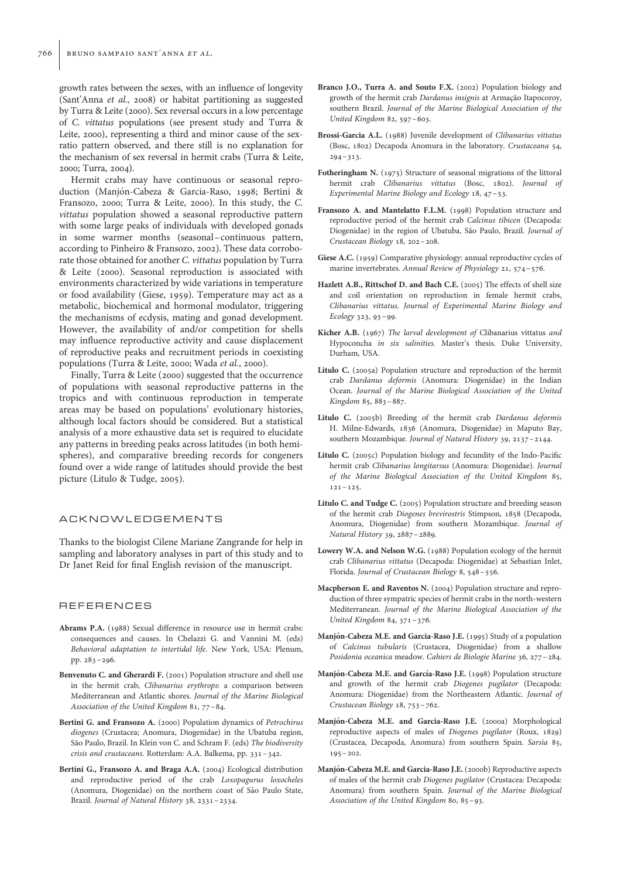growth rates between the sexes, with an influence of longevity (Sant'Anna *et al.*, 2008) or habitat partitioning as suggested by Turra & Leite (2000). Sex reversal occurs in a low percentage of *C. vittatus* populations (see present study and Turra & Leite, 2000), representing a third and minor cause of the sex-ratio pattern observed, and there still is no explanation for the mechanism of sex reversal in hermit crabs (Turra & Leite, 2000; Turra, 2004).

Hermit crabs may have continuous or seasonal reproduction (Manjón-Cabeza & Garcia-Raso, 1998; Bertini & Fransozo, 2000; Turra & Leite, 2000). In this study, the *C. vittatus* population showed a seasonal reproductive pattern with some large peaks of individuals with developed gonads in some warmer months (seasonal–continuous pattern, according to Pinheiro & Fransozo, 2002). These data corroborate those obtained for another *C. vittatus* population by Turra & Leite (2000). Seasonal reproduction is associated with environments characterized by wide variations in temperature or food availability (Giese, 1959). Temperature may act as a metabolic, biochemical and hormonal modulator, triggering the mechanisms of ecdysis, mating and gonad development. However, the availability of and/or competition for shells may influence reproductive activity and cause displacement of reproductive peaks and recruitment periods in coexisting populations (Turra & Leite, 2000; Wada *et al.*, 2000).

Finally, Turra & Leite (2000) suggested that the occurrence of populations with seasonal reproductive patterns in the tropics and with continuous reproduction in temperate areas may be based on populations' evolutionary histories, although local factors should be considered. But a statistical analysis of a more exhaustive data set is required to elucidate any patterns in breeding peaks across latitudes (in both hemispheres), and comparative breeding records for congeners found over a wide range of latitudes should provide the best picture (Litulo & Tudge, 2005).

## ACKNOWLEDGEMENTS

Thanks to the biologist Cilene Mariane Zangrande for help in sampling and laboratory analyses in part of this study and to Dr Janet Reid for final English revision of the manuscript.

## REFERENCES

**Abrams P.A.** (1988) Sexual difference in resource use in hermit crabs: consequences and causes. In Chelazzi G. and Vannini M. (eds) *Behavioral adaptation to intertidal life*. New York, USA: Plenum, pp. 283–296.

**Benvenuto C. and Gherardi F.** (2001) Population structure and shell use in the hermit crab, *Clibanarius erythrops*: a comparison between Mediterranean and Atlantic shores. *Journal of the Marine Biological Association of the United Kingdom* 81, 77–84.

**Bertini G. and Fransozo A.** (2000) Population dynamics of *Petrochirus diogenes* (Crustacea; Anomura, Diogenidae) in the Ubatuba region, São Paulo, Brazil. In Klein von C. and Schram F. (eds) *The biodiversity crisis and crustaceans*. Rotterdam: A.A. Balkema, pp. 331–342.

**Bertini G., Fransozo A. and Braga A.A.** (2004) Ecological distribution and reproductive period of the crab *Loxopagurus loxocheles* (Anomura, Diogenidae) on the northern coast of São Paulo State, Brazil. *Journal of Natural History* 38, 2331–2334.

**Branco J.O., Turra A. and Souto F.X.** (2002) Population biology and growth of the hermit crab *Dardanus insignis* at Armação Itapocoroy, southern Brazil. *Journal of the Marine Biological Association of the United Kingdom* 82, 597–603.

**Brossi-Garcia A.L.** (1988) Juvenile development of *Clibanarius vittatus* (Bosc, 1802) Decapoda Anomura in the laboratory. *Crustaceana* 54, 294–313.

**Fotheringham N.** (1975) Structure of seasonal migrations of the littoral hermit crab *Clibanarius vittatus* (Bosc, 1802). *Journal of Experimental Marine Biology and Ecology* 18, 47–53.

**Fransozo A. and Mantelatto F.L.M.** (1998) Population structure and reproductive period of the hermit crab *Calcinus tibicen* (Decapoda: Diogenidae) in the region of Ubatuba, São Paulo, Brazil. *Journal of Crustacean Biology* 18, 202–208.

**Giese A.C.** (1959) Comparative physiology: annual reproductive cycles of marine invertebrates. *Annual Review of Physiology* 21, 574–576.

**Hazlett A.B., Rittschof D. and Bach C.E.** (2005) The effects of shell size and coil orientation on reproduction in female hermit crabs, *Clibanarius vittatus*. *Journal of Experimental Marine Biology and Ecology* 323, 93–99.

**Kicher A.B.** (1967) *The larval development of* Clibanarius vittatus *and* Hypoconcha *in six salinities*. Master's thesis. Duke University, Durham, USA.

**Litulo C.** (2005a) Population structure and reproduction of the hermit crab *Dardanus deformis* (Anomura: Diogenidae) in the Indian Ocean. *Journal of the Marine Biological Association of the United Kingdom* 85, 883–887.

**Litulo C.** (2005b) Breeding of the hermit crab *Dardanus deformis* H. Milne-Edwards, 1836 (Anomura, Diogenidae) in Maputo Bay, southern Mozambique. *Journal of Natural History* 39, 2137–2144.

**Litulo C.** (2005c) Population biology and fecundity of the Indo-Pacific hermit crab *Clibanarius longitarsus* (Anomura: Diogenidae). *Journal of the Marine Biological Association of the United Kingdom* 85, 121–125.

**Litulo C. and Tudge C.** (2005) Population structure and breeding season of the hermit crab *Diogenes brevirostris* Stimpson, 1858 (Decapoda, Anomura, Diogenidae) from southern Mozambique. *Journal of Natural History* 39, 2887–2889.

**Lowery W.A. and Nelson W.G.** (1988) Population ecology of the hermit crab *Clibanarius vittatus* (Decapoda: Diogenidae) at Sebastian Inlet, Florida. *Journal of Crustacean Biology* 8, 548–556.

**Macpherson E. and Raventos N.** (2004) Population structure and reproduction of three sympatric species of hermit crabs in the north-western Mediterranean. *Journal of the Marine Biological Association of the United Kingdom* 84, 371–376.

**Manjón-Cabeza M.E. and Garcia-Raso J.E.** (1995) Study of a population of *Calcinus tubularis* (Crustacea, Diogenidae) from a shallow *Posidonia oceanica* meadow. *Cahiers de Biologie Marine* 36, 277–284.

**Manjón-Cabeza M.E. and García-Raso J.E.** (1998) Population structure and growth of the hermit crab *Diogenes pugilator* (Decapoda: Anomura: Diogenidae) from the Northeastern Atlantic. *Journal of Crustacean Biology* 18, 753–762.

**Manjón-Cabeza M.E. and Garcia-Raso J.E.** (2000a) Morphological reproductive aspects of males of *Diogenes pugilator* (Roux, 1829) (Crustacea, Decapoda, Anomura) from southern Spain. *Sarsia* 85, 195–202.

**Manjón-Cabeza M.E. and Garcia-Raso J.E.** (2000b) Reproductive aspects of males of the hermit crab *Diogenes pugilator* (Crustacea: Decapoda: Anomura) from southern Spain. *Journal of the Marine Biological Association of the United Kingdom* 80, 85–93.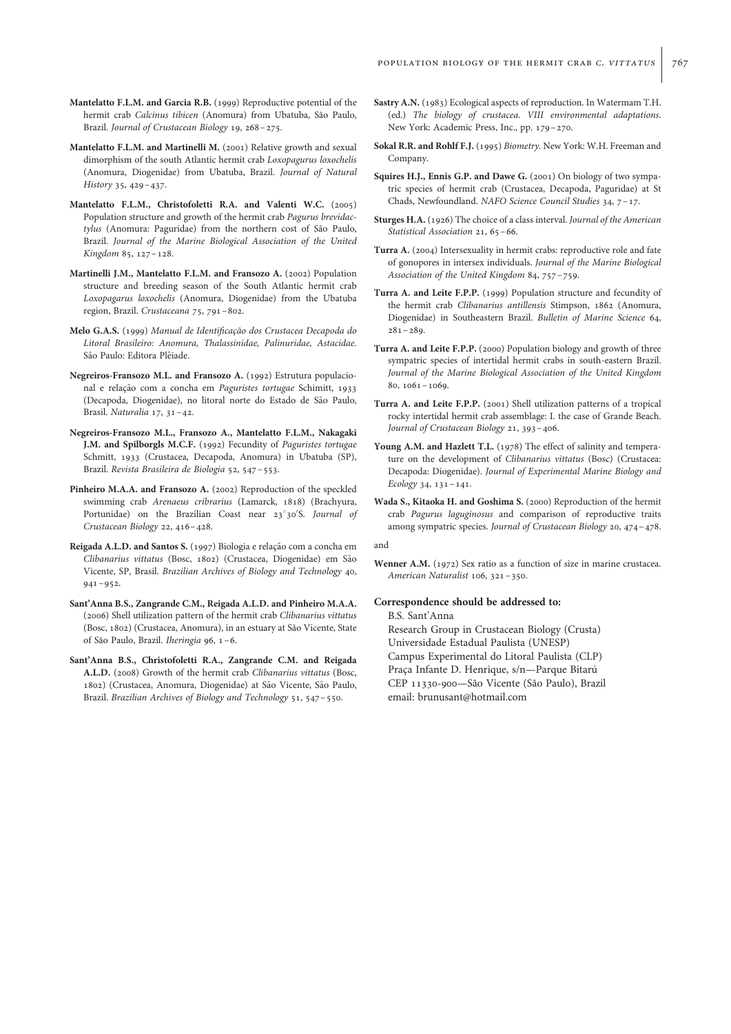**Mantelatto F.L.M. and Garcia R.B.** (1999) Reproductive potential of the hermit crab *Calcinus tibicen* (Anomura) from Ubatuba, São Paulo, Brazil. *Journal of Crustacean Biology* 19, 268–275.

**Mantelatto F.L.M. and Martinelli M.** (2001) Relative growth and sexual dimorphism of the south Atlantic hermit crab *Loxopagurus loxochelis* (Anomura, Diogenidae) from Ubatuba, Brazil. *Journal of Natural History* 35, 429–437.

**Mantelatto F.L.M., Christofoletti R.A. and Valenti W.C.** (2005) Population structure and growth of the hermit crab *Pagurus brevidactylus* (Anomura: Paguridae) from the northern cost of São Paulo, Brazil. *Journal of the Marine Biological Association of the United Kingdom* 85, 127–128.

**Martinelli J.M., Mantelatto F.L.M. and Fransozo A.** (2002) Population structure and breeding season of the South Atlantic hermit crab *Loxopagarus loxochelis* (Anomura, Diogenidae) from the Ubatuba region, Brazil. *Crustaceana* 75, 791–802.

**Melo G.A.S.** (1999) *Manual de Identificação dos Crustacea Decapoda do Litoral Brasileiro: Anomura, Thalassinidae, Palinuridae, Astacidae*. São Paulo: Editora Plêiade.

**Negreiros-Fransozo M.L. and Fransozo A.** (1992) Estrutura populacional e relação com a concha em *Paguristes tortugae* Schimitt, 1933 (Decapoda, Diogenidae), no litoral norte do Estado de São Paulo, Brasil. *Naturalia* 17, 31–42.

**Negreiros-Fransozo M.L., Fransozo A., Mantelatto F.L.M., Nakagaki J.M. and Spilborgls M.C.F.** (1992) Fecundity of *Paguristes tortugae* Schmitt, 1933 (Crustacea, Decapoda, Anomura) in Ubatuba (SP), Brazil. *Revista Brasileira de Biologia* 52, 547–553.

**Pinheiro M.A.A. and Fransozo A.** (2002) Reproduction of the speckled swimming crab *Arenaeus cribrarius* (Lamarck, 1818) (Brachyura, Portunidae) on the Brazilian Coast near 23°30′S. *Journal of Crustacean Biology* 22, 416–428.

**Reigada A.L.D. and Santos S.** (1997) Biologia e relação com a concha em *Clibanarius vittatus* (Bosc, 1802) (Crustacea, Diogenidae) em São Vicente, SP, Brasil. *Brazilian Archives of Biology and Technology* 40, 941–952.

**Sant'Anna B.S., Zangrande C.M., Reigada A.L.D. and Pinheiro M.A.A.** (2006) Shell utilization pattern of the hermit crab *Clibanarius vittatus* (Bosc, 1802) (Crustacea, Anomura), in an estuary at São Vicente, State of São Paulo, Brazil. *Iheringia* 96, 1–6.

**Sant'Anna B.S., Christofoletti R.A., Zangrande C.M. and Reigada A.L.D.** (2008) Growth of the hermit crab *Clibanarius vittatus* (Bosc, 1802) (Crustacea, Anomura, Diogenidae) at São Vicente, São Paulo, Brazil. *Brazilian Archives of Biology and Technology* 51, 547–550.

**Sastry A.N.** (1983) Ecological aspects of reproduction. In Watermam T.H. (ed.) *The biology of crustacea. VIII environmental adaptations*. New York: Academic Press, Inc., pp. 179–270.

**Sokal R.R. and Rohlf F.J.** (1995) *Biometry*. New York: W.H. Freeman and Company.

**Squires H.J., Ennis G.P. and Dawe G.** (2001) On biology of two sympatric species of hermit crab (Crustacea, Decapoda, Paguridae) at St Chads, Newfoundland. *NAFO Science Council Studies* 34, 7–17.

**Sturges H.A.** (1926) The choice of a class interval. *Journal of the American Statistical Association* 21, 65–66.

**Turra A.** (2004) Intersexuality in hermit crabs: reproductive role and fate of gonopores in intersex individuals. *Journal of the Marine Biological Association of the United Kingdom* 84, 757–759.

**Turra A. and Leite F.P.P.** (1999) Population structure and fecundity of the hermit crab *Clibanarius antillensis* Stimpson, 1862 (Anomura, Diogenidae) in Southeastern Brazil. *Bulletin of Marine Science* 64, 281–289.

**Turra A. and Leite F.P.P.** (2000) Population biology and growth of three sympatric species of intertidal hermit crabs in south-eastern Brazil. *Journal of the Marine Biological Association of the United Kingdom* 80, 1061–1069.

**Turra A. and Leite F.P.P.** (2001) Shell utilization patterns of a tropical rocky intertidal hermit crab assemblage: I. the case of Grande Beach. *Journal of Crustacean Biology* 21, 393–406.

**Young A.M. and Hazlett T.L.** (1978) The effect of salinity and temperature on the development of *Clibanarius vittatus* (Bosc) (Crustacea: Decapoda: Diogenidae). *Journal of Experimental Marine Biology and Ecology* 34, 131–141.

**Wada S., Kitaoka H. and Goshima S.** (2000) Reproduction of the hermit crab *Pagurus laguginosus* and comparison of reproductive traits among sympatric species. *Journal of Crustacean Biology* 20, 474–478.

and

**Wenner A.M.** (1972) Sex ratio as a function of size in marine crustacea. *American Naturalist* 106, 321–350.

**Correspondence should be addressed to:**

B.S. Sant'Anna
Research Group in Crustacean Biology (Crusta)
Universidade Estadual Paulista (UNESP)
Campus Experimental do Litoral Paulista (CLP)
Praça Infante D. Henrique, s/n—Parque Bitarú
CEP 11330-900—São Vicente (São Paulo), Brazil
email: brunusant@hotmail.com